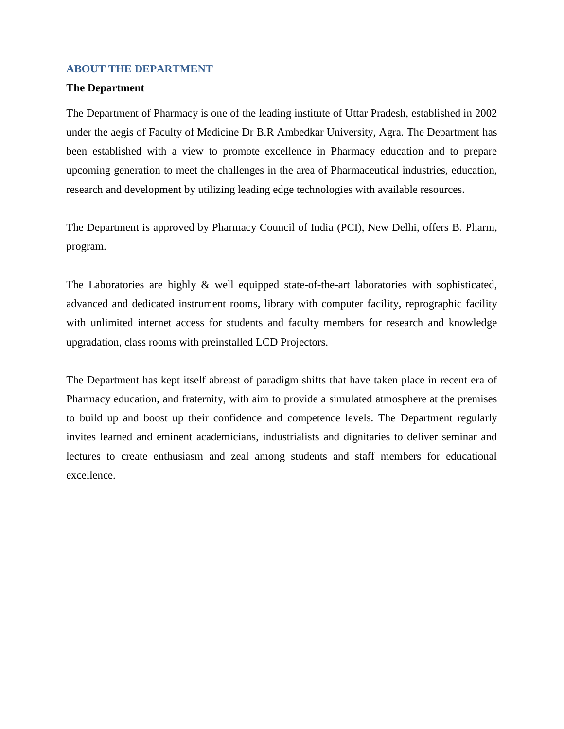## ABOUT THE DEPARTMENT

### The Department

The Department of Pharmacy is one of the leading institute of Uttar Pradesh, established in 2002 under the aegis of Faculty of Medicine Dr B.R Ambedkar University, Agra. The Department has been established with a view to promote excellence in Pharmacy education and to prepare upcoming generation to meet the challenges in the area of Pharmaceutical industries, education, research and development by utilizing leading edge technologies with available resources.

The Department is approved by Pharmacy Council of India (PCI), New Delhi, offers B. Pharm, program.

The Laboratories are highly & well equipped state-of-the-art laboratories with sophisticated, advanced and dedicated instrument rooms, library with computer facility, reprographic facility with unlimited internet access for students and faculty members for research and knowledge upgradation, class rooms with preinstalled LCD Projectors.

The Department has kept itself abreast of paradigm shifts that have taken place in recent era of Pharmacy education, and fraternity, with aim to provide a simulated atmosphere at the premises to build up and boost up their confidence and competence levels. The Department regularly invites learned and eminent academicians, industrialists and dignitaries to deliver seminar and lectures to create enthusiasm and zeal among students and staff members for educational excellence.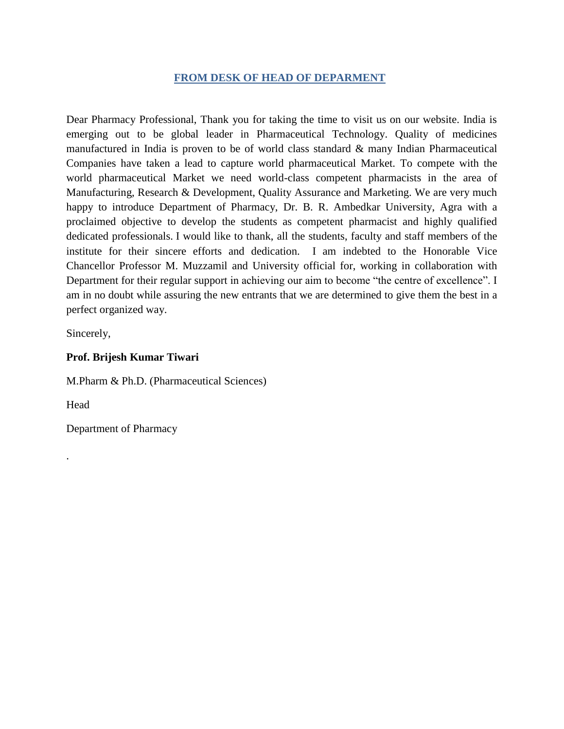## FROM DESK OF HEAD OF DEPARMENT

Dear Pharmacy Professional, Thank you for taking the time to visit us on our website. India is emerging out to be global leader in Pharmaceutical Technology. Quality of medicines manufactured in India is proven to be of world class standard & many Indian Pharmaceutical Companies have taken a lead to capture world pharmaceutical Market. To compete with the world pharmaceutical Market we need world-class competent pharmacists in the area of Manufacturing, Research & Development, Quality Assurance and Marketing. We are very much happy to introduce Department of Pharmacy, Dr. B. R. Ambedkar University, Agra with a proclaimed objective to develop the students as competent pharmacist and highly qualified dedicated professionals. I would like to thank, all the students, faculty and staff members of the institute for their sincere efforts and dedication. I am indebted to the Honorable Vice Chancellor Professor M. Muzzamil and University official for, working in collaboration with Department for their regular support in achieving our aim to become "the centre of excellence". I am in no doubt while assuring the new entrants that we are determined to give them the best in a perfect organized way.

Sincerely,

**Prof. Brijesh Kumar Tiwari**

M.Pharm & Ph.D. (Pharmaceutical Sciences)

Head

Department of Pharmacy

.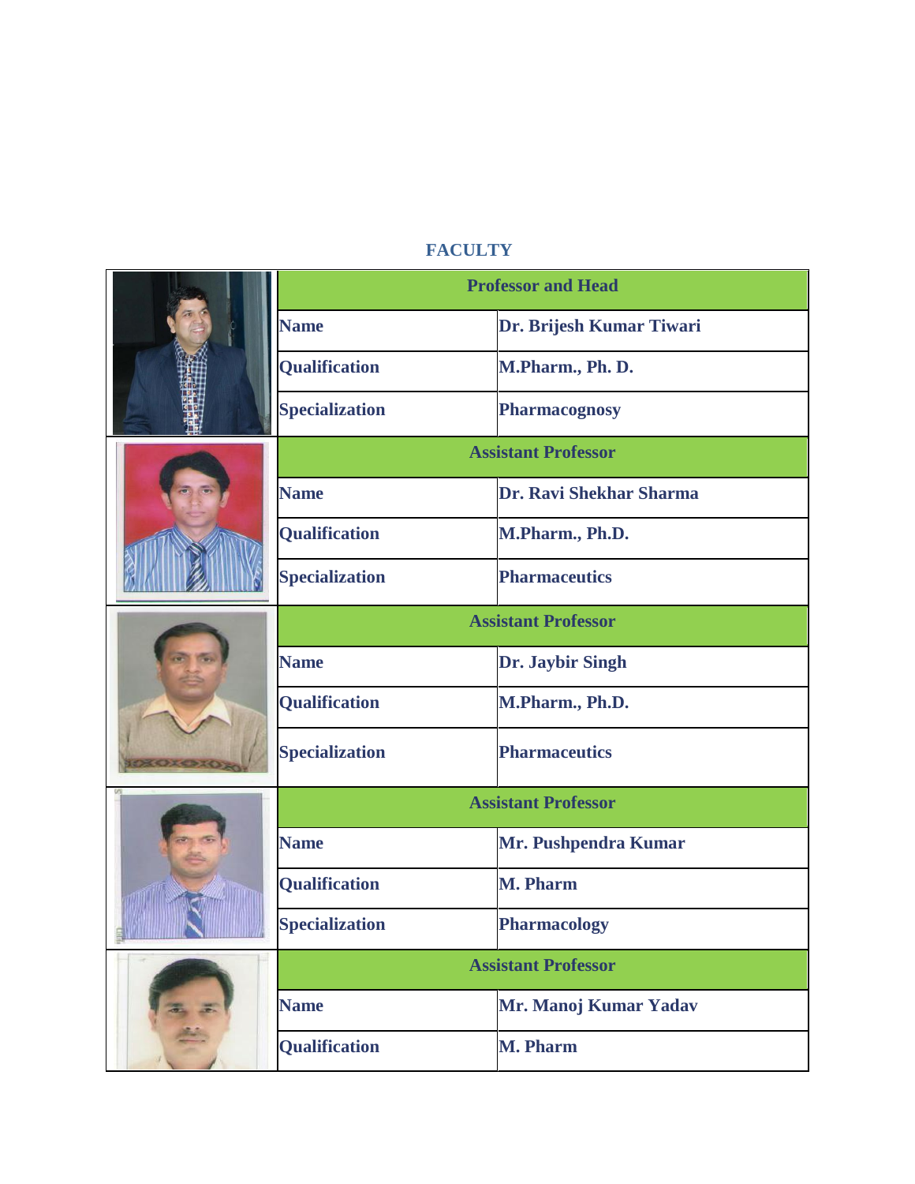## FACULTY

| | Professor and Head | |
|---|---|---|
| | **Name** | **Dr. Brijesh Kumar Tiwari** |
| | **Qualification** | **M.Pharm., Ph. D.** |
| | **Specialization** | **Pharmacognosy** |
| | **Assistant Professor** | |
| | **Name** | **Dr. Ravi Shekhar Sharma** |
| | **Qualification** | **M.Pharm., Ph.D.** |
| | **Specialization** | **Pharmaceutics** |
| | **Assistant Professor** | |
| | **Name** | **Dr. Jaybir Singh** |
| | **Qualification** | **M.Pharm., Ph.D.** |
| | **Specialization** | **Pharmaceutics** |
| | **Assistant Professor** | |
| | **Name** | **Mr. Pushpendra Kumar** |
| | **Qualification** | **M. Pharm** |
| | **Specialization** | **Pharmacology** |
| | **Assistant Professor** | |
| | **Name** | **Mr. Manoj Kumar Yadav** |
| | **Qualification** | **M. Pharm** |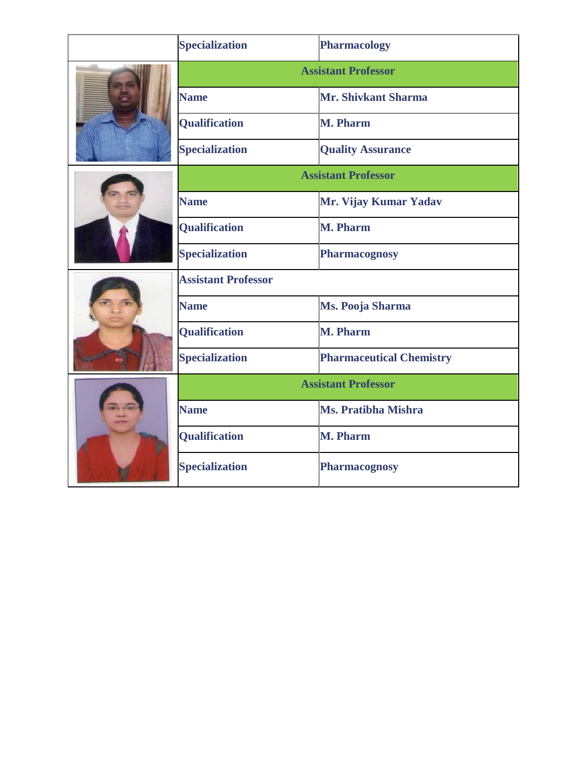| | | |
|---|---|---|
| | Specialization | Pharmacology |
| | Assistant Professor | |
| | Name | Mr. Shivkant Sharma |
| | Qualification | M. Pharm |
| | Specialization | Quality Assurance |
| | Assistant Professor | |
| | Name | Mr. Vijay Kumar Yadav |
| | Qualification | M. Pharm |
| | Specialization | Pharmacognosy |
| | Assistant Professor | |
| | Name | Ms. Pooja Sharma |
| | Qualification | M. Pharm |
| | Specialization | Pharmaceutical Chemistry |
| | Assistant Professor | |
| | Name | Ms. Pratibha Mishra |
| | Qualification | M. Pharm |
| | Specialization | Pharmacognosy |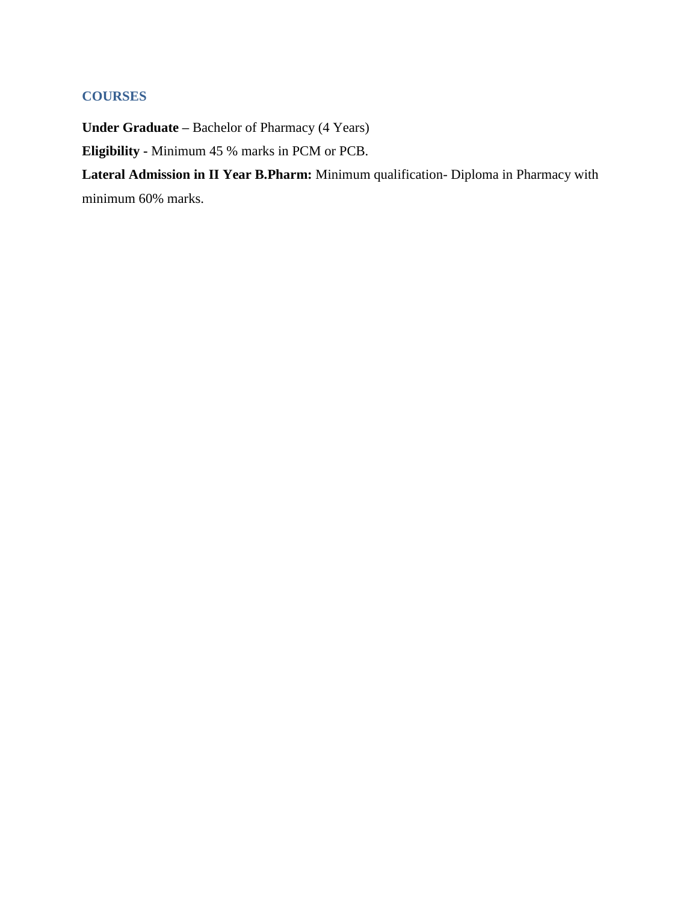## COURSES

**Under Graduate –** Bachelor of Pharmacy (4 Years)

**Eligibility -** Minimum 45 % marks in PCM or PCB.

**Lateral Admission in II Year B.Pharm:** Minimum qualification- Diploma in Pharmacy with minimum 60% marks.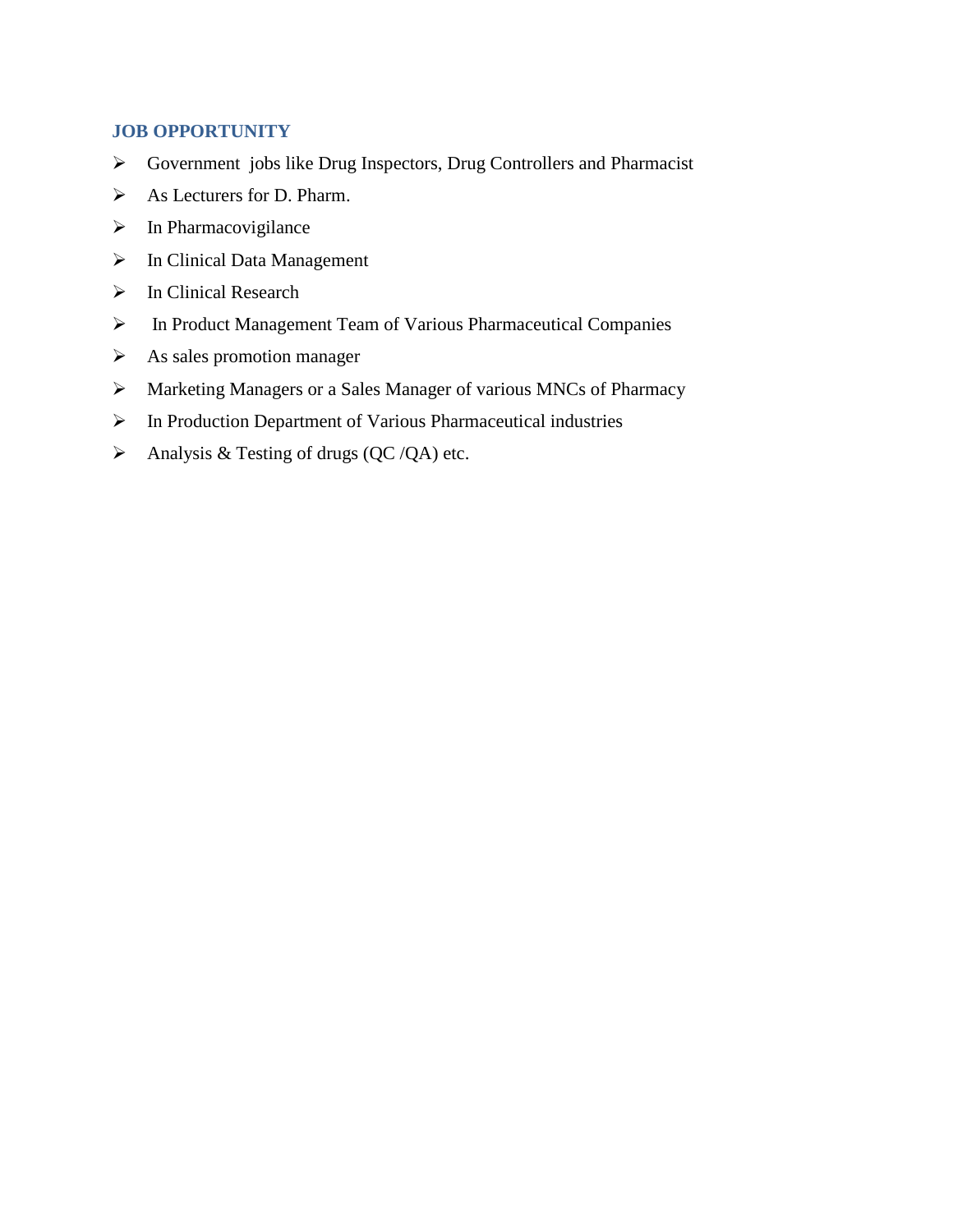## JOB OPPORTUNITY

- Government jobs like Drug Inspectors, Drug Controllers and Pharmacist
- As Lecturers for D. Pharm.
- In Pharmacovigilance
- In Clinical Data Management
- In Clinical Research
- In Product Management Team of Various Pharmaceutical Companies
- As sales promotion manager
- Marketing Managers or a Sales Manager of various MNCs of Pharmacy
- In Production Department of Various Pharmaceutical industries
- Analysis & Testing of drugs (QC /QA) etc.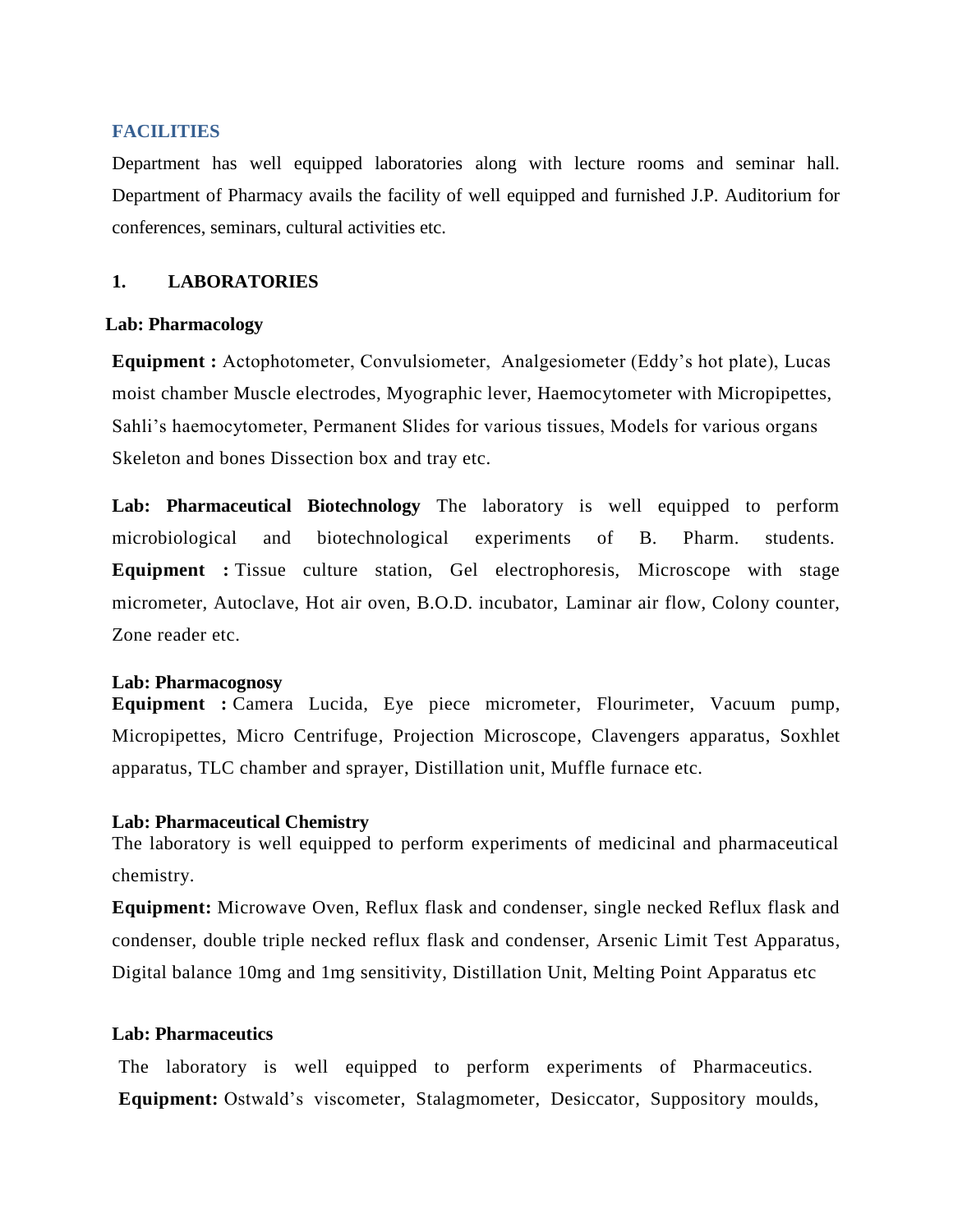## FACILITIES

Department has well equipped laboratories along with lecture rooms and seminar hall. Department of Pharmacy avails the facility of well equipped and furnished J.P. Auditorium for conferences, seminars, cultural activities etc.

### 1. LABORATORIES

**Lab: Pharmacology**

**Equipment :** Actophotometer, Convulsiometer, Analgesiometer (Eddy's hot plate), Lucas moist chamber Muscle electrodes, Myographic lever, Haemocytometer with Micropipettes, Sahli's haemocytometer, Permanent Slides for various tissues, Models for various organs Skeleton and bones Dissection box and tray etc.

**Lab: Pharmaceutical Biotechnology** The laboratory is well equipped to perform microbiological and biotechnological experiments of B. Pharm. students. **Equipment :** Tissue culture station, Gel electrophoresis, Microscope with stage micrometer, Autoclave, Hot air oven, B.O.D. incubator, Laminar air flow, Colony counter, Zone reader etc.

**Lab: Pharmacognosy**
**Equipment :** Camera Lucida, Eye piece micrometer, Flourimeter, Vacuum pump, Micropipettes, Micro Centrifuge, Projection Microscope, Clavengers apparatus, Soxhlet apparatus, TLC chamber and sprayer, Distillation unit, Muffle furnace etc.

**Lab: Pharmaceutical Chemistry**
The laboratory is well equipped to perform experiments of medicinal and pharmaceutical chemistry.

**Equipment:** Microwave Oven, Reflux flask and condenser, single necked Reflux flask and condenser, double triple necked reflux flask and condenser, Arsenic Limit Test Apparatus, Digital balance 10mg and 1mg sensitivity, Distillation Unit, Melting Point Apparatus etc

**Lab: Pharmaceutics**

The laboratory is well equipped to perform experiments of Pharmaceutics. **Equipment:** Ostwald's viscometer, Stalagmometer, Desiccator, Suppository moulds,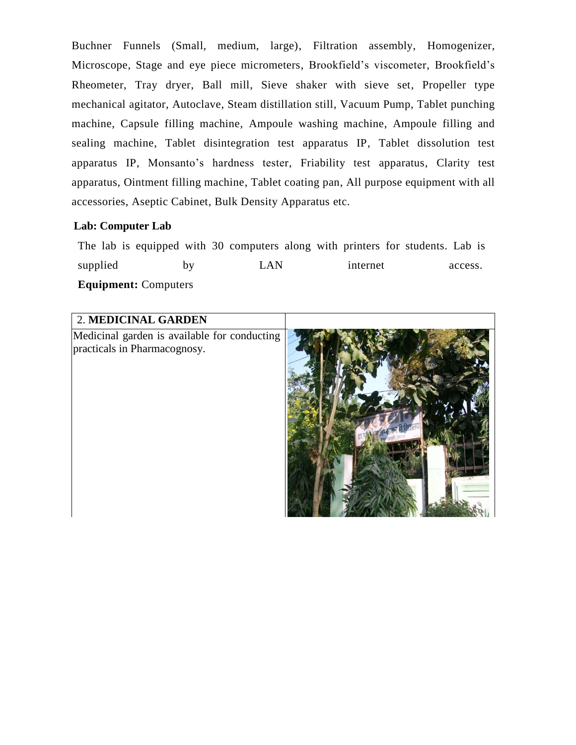Buchner Funnels (Small, medium, large), Filtration assembly, Homogenizer, Microscope, Stage and eye piece micrometers, Brookfield's viscometer, Brookfield's Rheometer, Tray dryer, Ball mill, Sieve shaker with sieve set, Propeller type mechanical agitator, Autoclave, Steam distillation still, Vacuum Pump, Tablet punching machine, Capsule filling machine, Ampoule washing machine, Ampoule filling and sealing machine, Tablet disintegration test apparatus IP, Tablet dissolution test apparatus IP, Monsanto's hardness tester, Friability test apparatus, Clarity test apparatus, Ointment filling machine, Tablet coating pan, All purpose equipment with all accessories, Aseptic Cabinet, Bulk Density Apparatus etc.

**Lab: Computer Lab**

The lab is equipped with 30 computers along with printers for students. Lab is supplied by LAN internet access.

**Equipment:** Computers

| 2. **MEDICINAL GARDEN** | |
|---|---|
| Medicinal garden is available for conducting practicals in Pharmacognosy. | |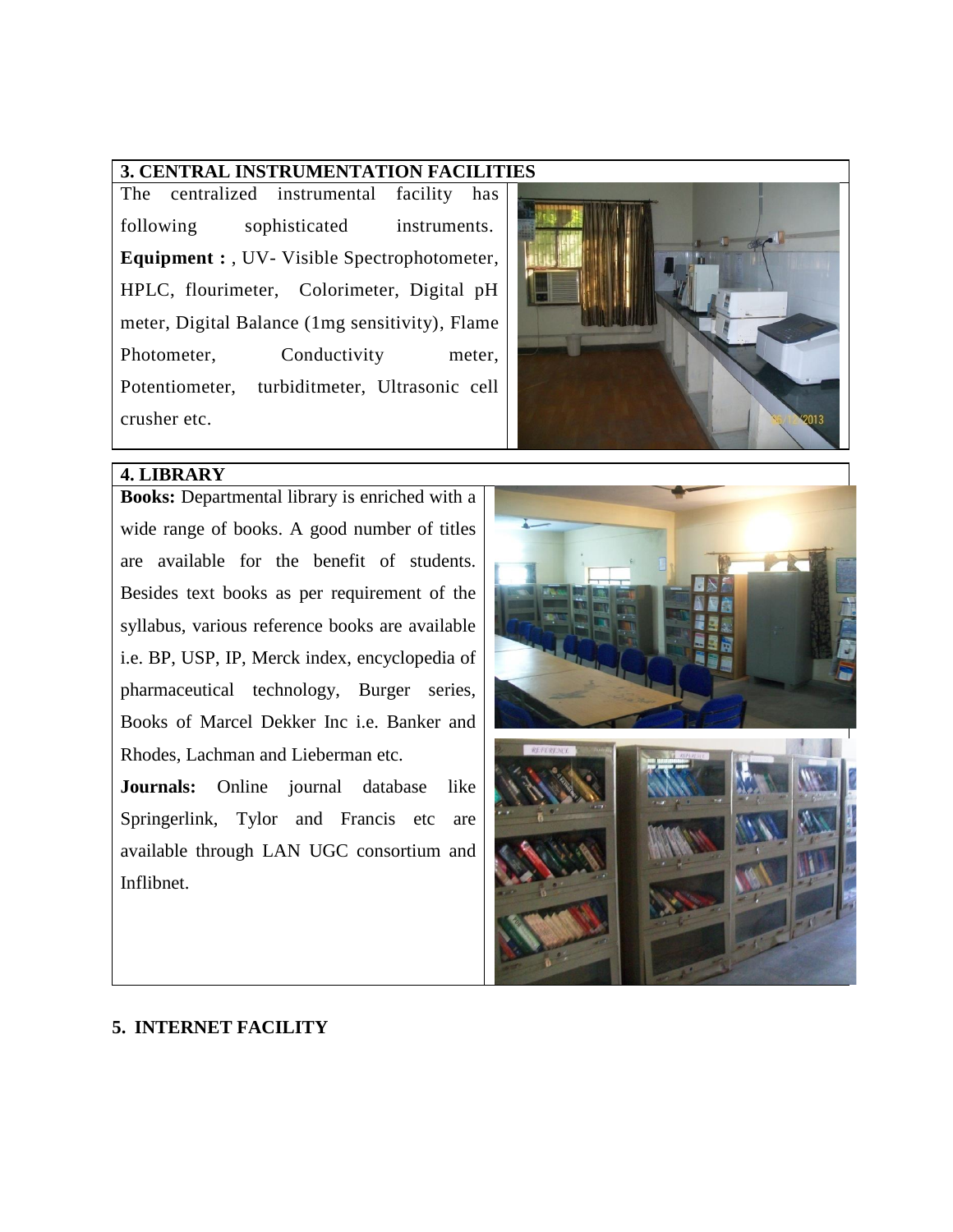## 3. CENTRAL INSTRUMENTATION FACILITIES

The centralized instrumental facility has following sophisticated instruments. **Equipment :** , UV- Visible Spectrophotometer, HPLC, flourimeter, Colorimeter, Digital pH meter, Digital Balance (1mg sensitivity), Flame Photometer, Conductivity meter, Potentiometer, turbiditmeter, Ultrasonic cell crusher etc.

## 4. LIBRARY

**Books:** Departmental library is enriched with a wide range of books. A good number of titles are available for the benefit of students. Besides text books as per requirement of the syllabus, various reference books are available i.e. BP, USP, IP, Merck index, encyclopedia of pharmaceutical technology, Burger series, Books of Marcel Dekker Inc i.e. Banker and Rhodes, Lachman and Lieberman etc.

**Journals:** Online journal database like Springerlink, Tylor and Francis etc are available through LAN UGC consortium and Inflibnet.

## 5. INTERNET FACILITY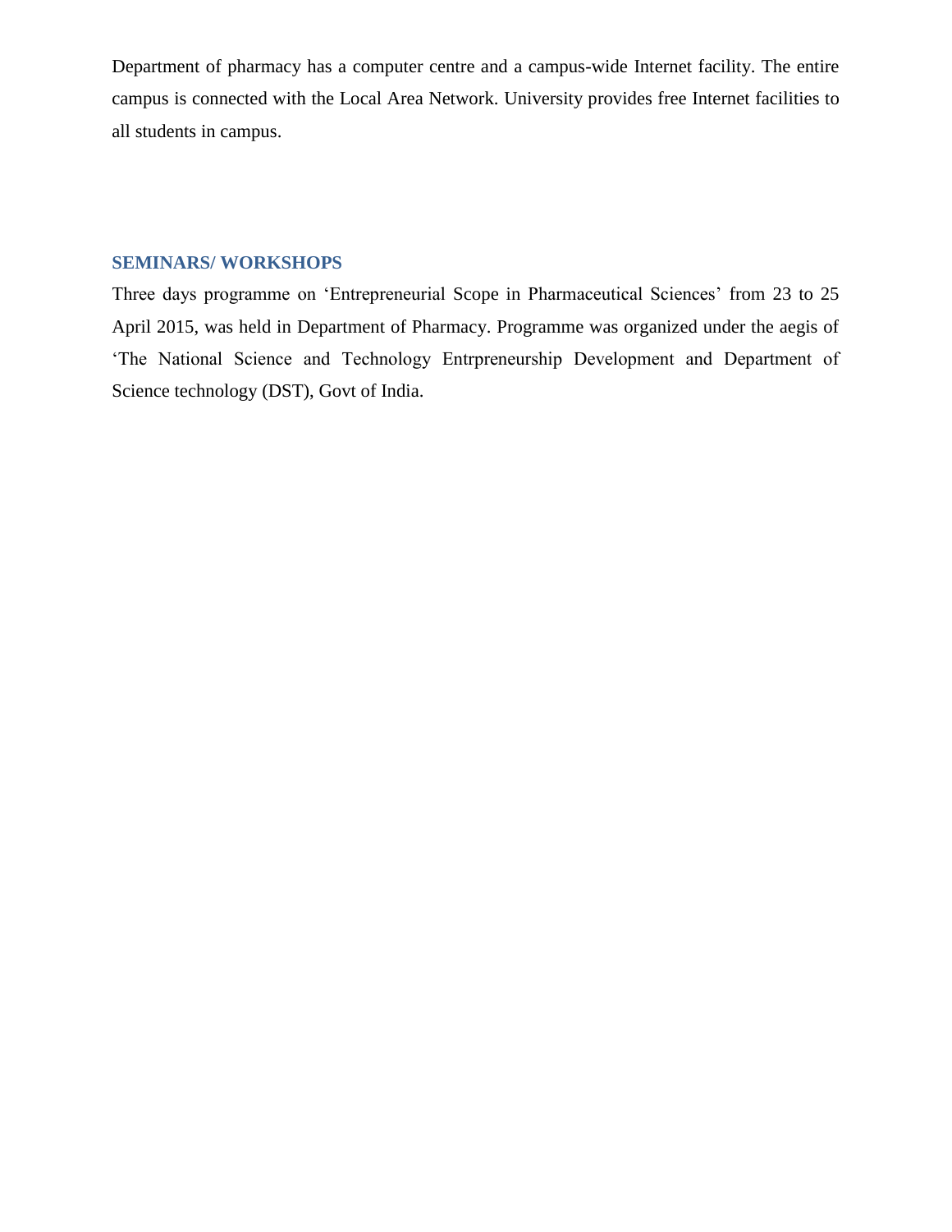Department of pharmacy has a computer centre and a campus-wide Internet facility. The entire campus is connected with the Local Area Network. University provides free Internet facilities to all students in campus.

## SEMINARS/ WORKSHOPS

Three days programme on 'Entrepreneurial Scope in Pharmaceutical Sciences' from 23 to 25 April 2015, was held in Department of Pharmacy. Programme was organized under the aegis of 'The National Science and Technology Entrpreneurship Development and Department of Science technology (DST), Govt of India.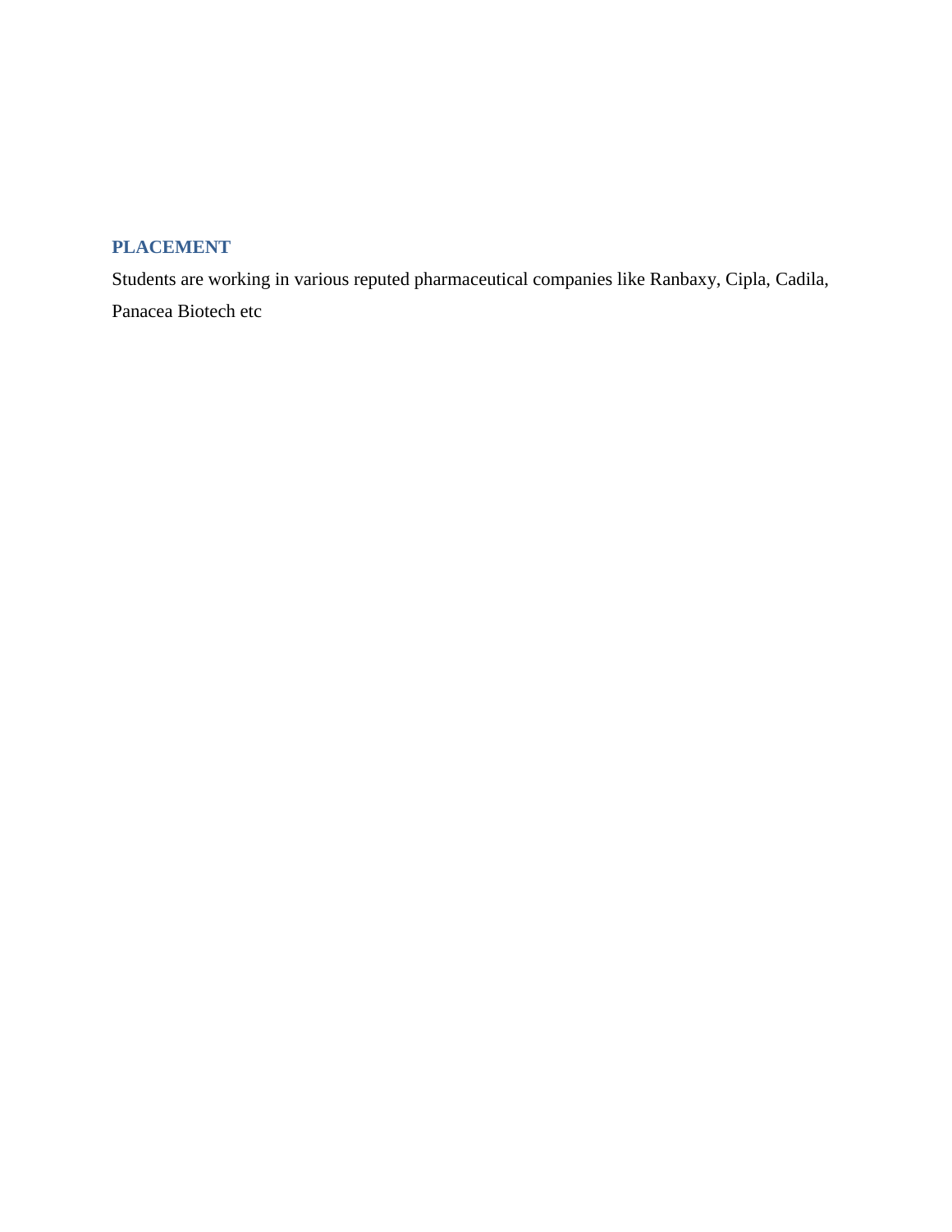## PLACEMENT

Students are working in various reputed pharmaceutical companies like Ranbaxy, Cipla, Cadila, Panacea Biotech etc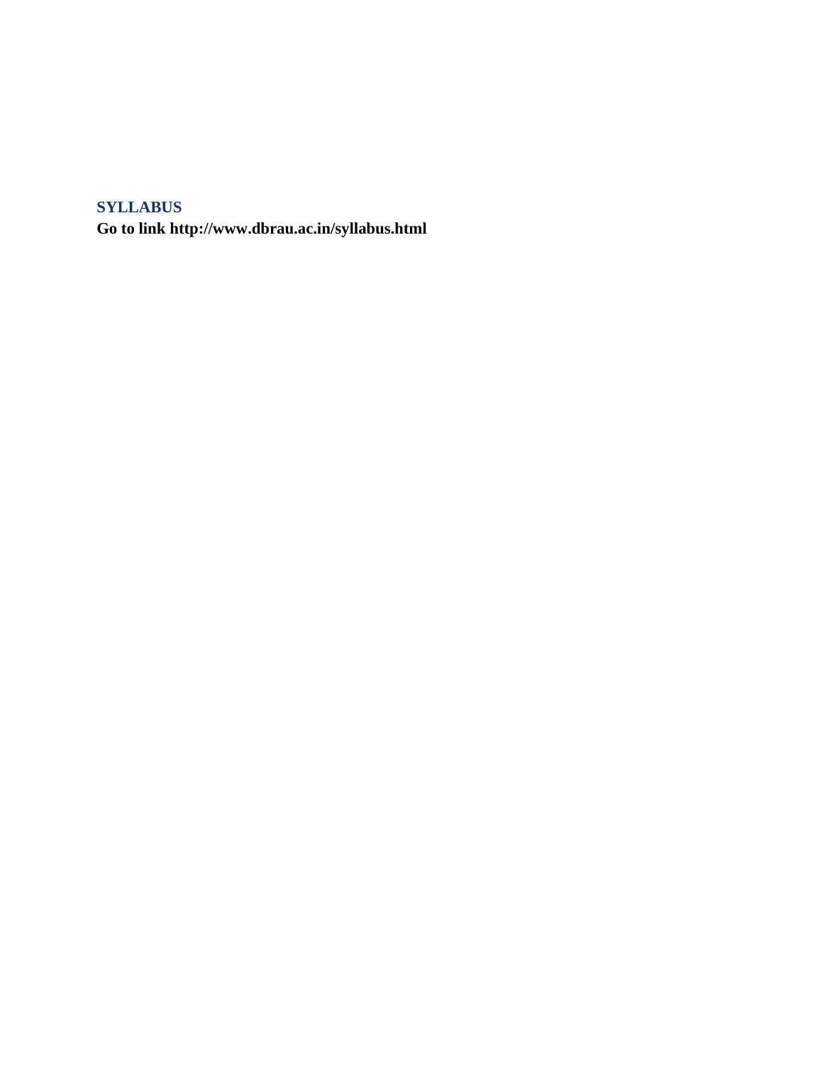## SYLLABUS

**Go to link http://www.dbrau.ac.in/syllabus.html**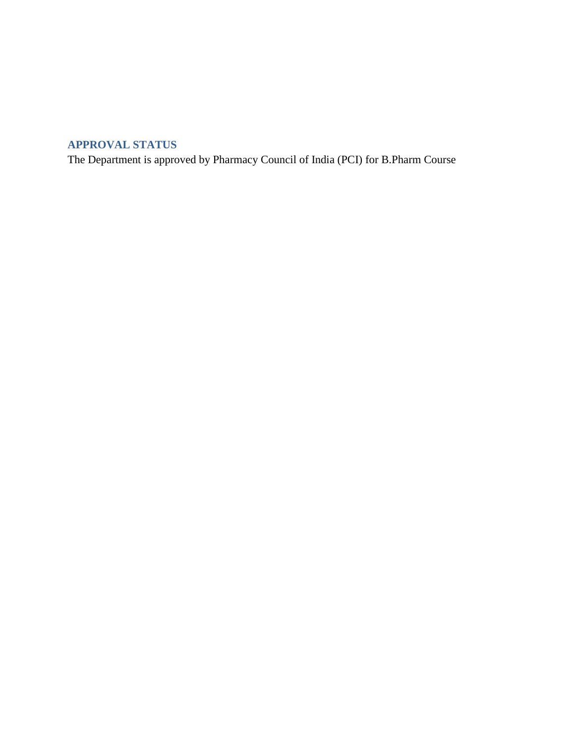## APPROVAL STATUS

The Department is approved by Pharmacy Council of India (PCI) for B.Pharm Course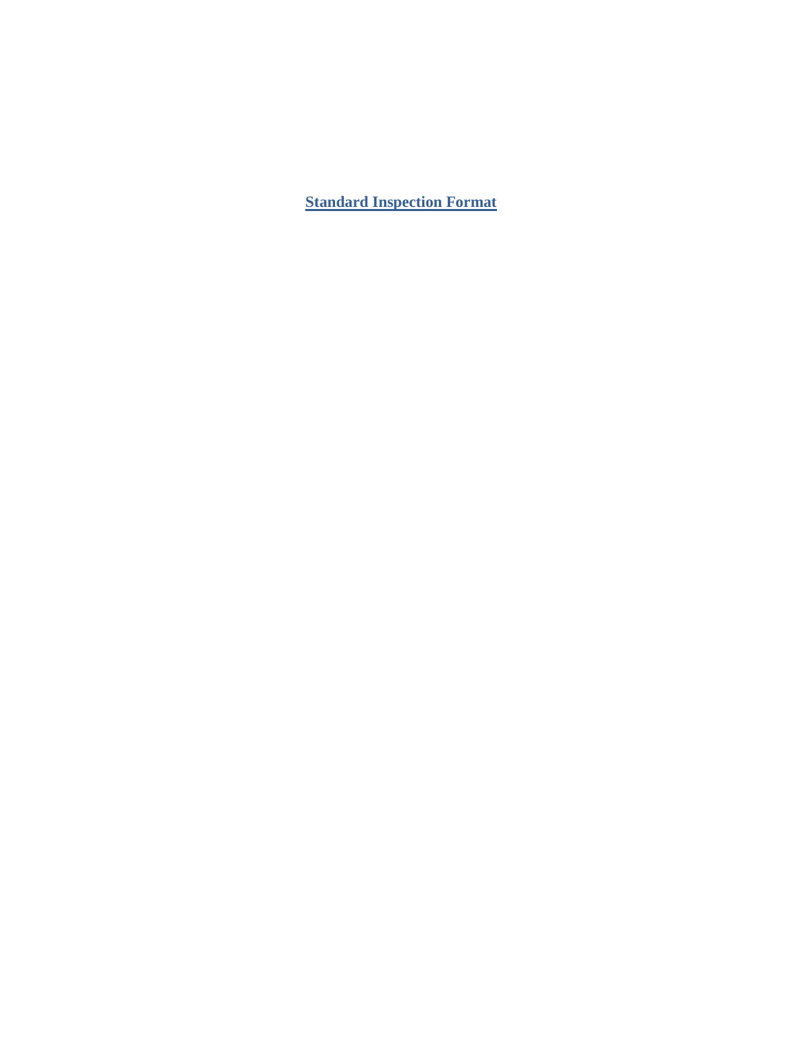**Standard Inspection Format**